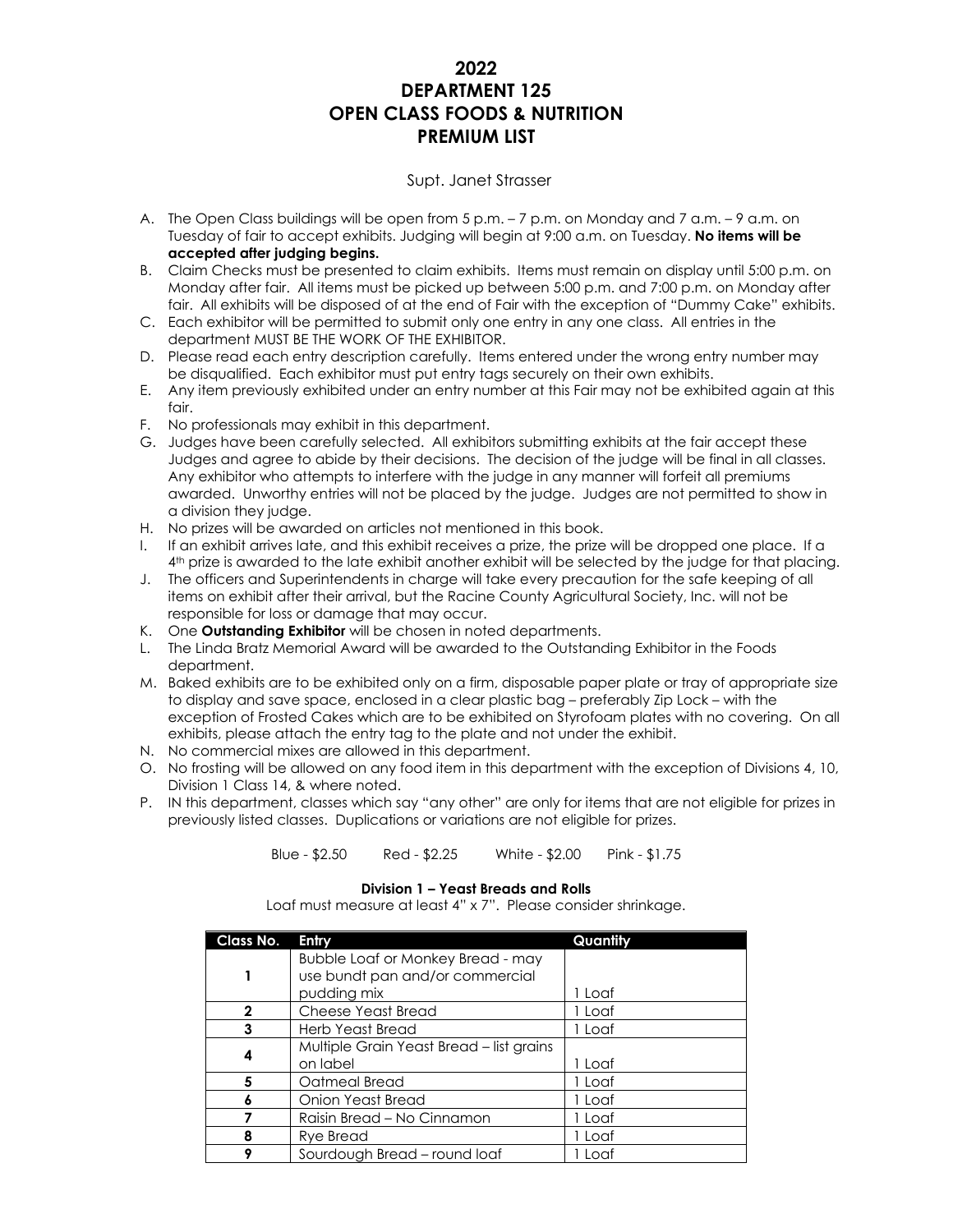# 2022
# DEPARTMENT 125
# OPEN CLASS FOODS & NUTRITION
# PREMIUM LIST

Supt. Janet Strasser

A. The Open Class buildings will be open from 5 p.m. – 7 p.m. on Monday and 7 a.m. – 9 a.m. on Tuesday of fair to accept exhibits. Judging will begin at 9:00 a.m. on Tuesday. **No items will be accepted after judging begins.**
B. Claim Checks must be presented to claim exhibits. Items must remain on display until 5:00 p.m. on Monday after fair. All items must be picked up between 5:00 p.m. and 7:00 p.m. on Monday after fair. All exhibits will be disposed of at the end of Fair with the exception of "Dummy Cake" exhibits.
C. Each exhibitor will be permitted to submit only one entry in any one class. All entries in the department MUST BE THE WORK OF THE EXHIBITOR.
D. Please read each entry description carefully. Items entered under the wrong entry number may be disqualified. Each exhibitor must put entry tags securely on their own exhibits.
E. Any item previously exhibited under an entry number at this Fair may not be exhibited again at this fair.
F. No professionals may exhibit in this department.
G. Judges have been carefully selected. All exhibitors submitting exhibits at the fair accept these Judges and agree to abide by their decisions. The decision of the judge will be final in all classes. Any exhibitor who attempts to interfere with the judge in any manner will forfeit all premiums awarded. Unworthy entries will not be placed by the judge. Judges are not permitted to show in a division they judge.
H. No prizes will be awarded on articles not mentioned in this book.
I. If an exhibit arrives late, and this exhibit receives a prize, the prize will be dropped one place. If a 4th prize is awarded to the late exhibit another exhibit will be selected by the judge for that placing.
J. The officers and Superintendents in charge will take every precaution for the safe keeping of all items on exhibit after their arrival, but the Racine County Agricultural Society, Inc. will not be responsible for loss or damage that may occur.
K. One **Outstanding Exhibitor** will be chosen in noted departments.
L. The Linda Bratz Memorial Award will be awarded to the Outstanding Exhibitor in the Foods department.
M. Baked exhibits are to be exhibited only on a firm, disposable paper plate or tray of appropriate size to display and save space, enclosed in a clear plastic bag – preferably Zip Lock – with the exception of Frosted Cakes which are to be exhibited on Styrofoam plates with no covering. On all exhibits, please attach the entry tag to the plate and not under the exhibit.
N. No commercial mixes are allowed in this department.
O. No frosting will be allowed on any food item in this department with the exception of Divisions 4, 10, Division 1 Class 14, & where noted.
P. IN this department, classes which say "any other" are only for items that are not eligible for prizes in previously listed classes. Duplications or variations are not eligible for prizes.

Blue - $2.50  Red - $2.25  White - $2.00  Pink - $1.75

**Division 1 – Yeast Breads and Rolls**

Loaf must measure at least 4" x 7". Please consider shrinkage.

| Class No. | Entry | Quantity |
|---|---|---|
| 1 | Bubble Loaf or Monkey Bread - may use bundt pan and/or commercial pudding mix | 1 Loaf |
| 2 | Cheese Yeast Bread | 1 Loaf |
| 3 | Herb Yeast Bread | 1 Loaf |
| 4 | Multiple Grain Yeast Bread – list grains on label | 1 Loaf |
| 5 | Oatmeal Bread | 1 Loaf |
| 6 | Onion Yeast Bread | 1 Loaf |
| 7 | Raisin Bread – No Cinnamon | 1 Loaf |
| 8 | Rye Bread | 1 Loaf |
| 9 | Sourdough Bread – round loaf | 1 Loaf |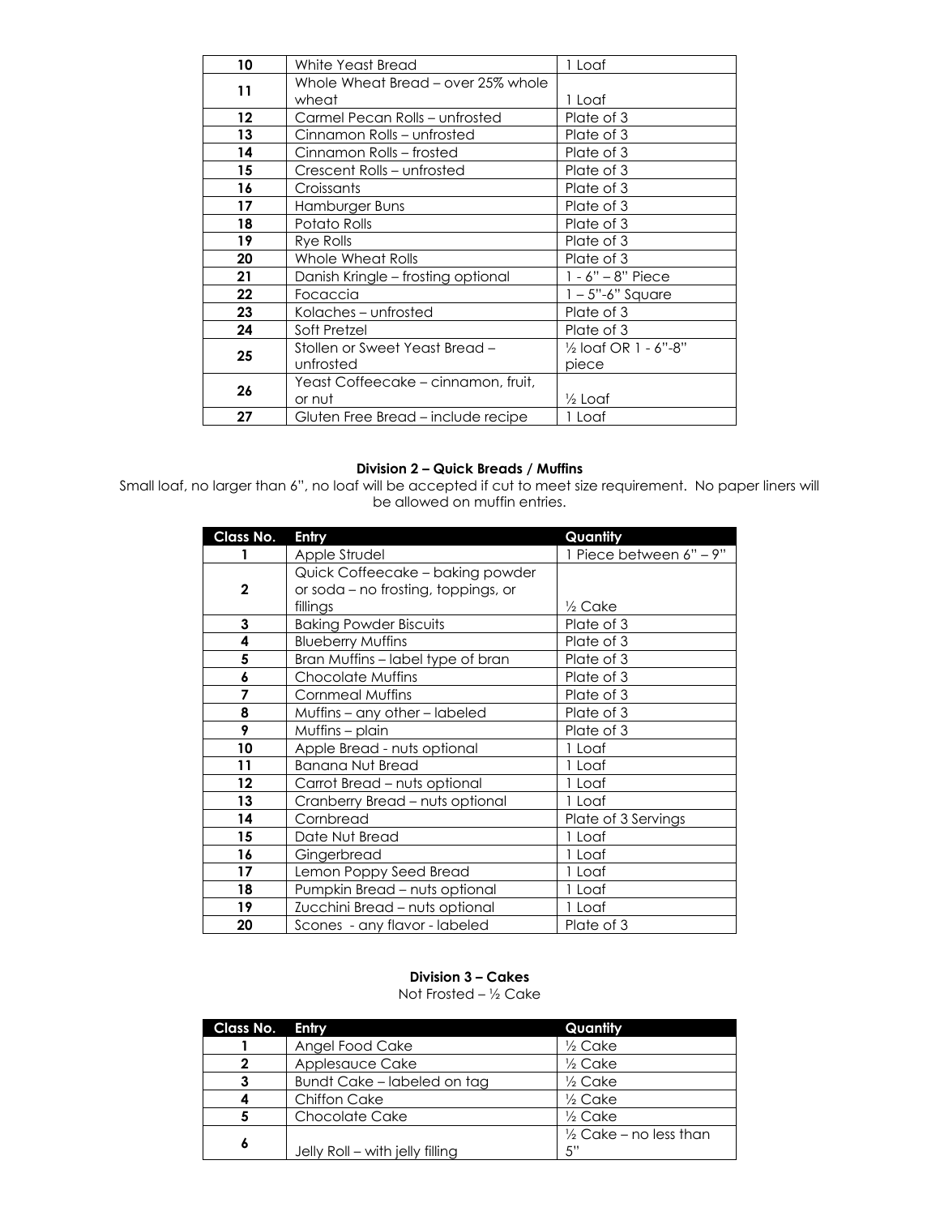| | | |
|---|---|---|
| 10 | White Yeast Bread | 1 Loaf |
| 11 | Whole Wheat Bread – over 25% whole wheat | 1 Loaf |
| 12 | Carmel Pecan Rolls – unfrosted | Plate of 3 |
| 13 | Cinnamon Rolls – unfrosted | Plate of 3 |
| 14 | Cinnamon Rolls – frosted | Plate of 3 |
| 15 | Crescent Rolls – unfrosted | Plate of 3 |
| 16 | Croissants | Plate of 3 |
| 17 | Hamburger Buns | Plate of 3 |
| 18 | Potato Rolls | Plate of 3 |
| 19 | Rye Rolls | Plate of 3 |
| 20 | Whole Wheat Rolls | Plate of 3 |
| 21 | Danish Kringle – frosting optional | 1 - 6" – 8" Piece |
| 22 | Focaccia | 1 – 5"-6" Square |
| 23 | Kolaches – unfrosted | Plate of 3 |
| 24 | Soft Pretzel | Plate of 3 |
| 25 | Stollen or Sweet Yeast Bread – unfrosted | ½ loaf OR 1 - 6"-8" piece |
| 26 | Yeast Coffeecake – cinnamon, fruit, or nut | ½ Loaf |
| 27 | Gluten Free Bread – include recipe | 1 Loaf |

### Division 2 – Quick Breads / Muffins

Small loaf, no larger than 6", no loaf will be accepted if cut to meet size requirement. No paper liners will be allowed on muffin entries.

| Class No. | Entry | Quantity |
|---|---|---|
| 1 | Apple Strudel | 1 Piece between 6" – 9" |
| 2 | Quick Coffeecake – baking powder or soda – no frosting, toppings, or fillings | ½ Cake |
| 3 | Baking Powder Biscuits | Plate of 3 |
| 4 | Blueberry Muffins | Plate of 3 |
| 5 | Bran Muffins – label type of bran | Plate of 3 |
| 6 | Chocolate Muffins | Plate of 3 |
| 7 | Cornmeal Muffins | Plate of 3 |
| 8 | Muffins – any other – labeled | Plate of 3 |
| 9 | Muffins – plain | Plate of 3 |
| 10 | Apple Bread - nuts optional | 1 Loaf |
| 11 | Banana Nut Bread | 1 Loaf |
| 12 | Carrot Bread – nuts optional | 1 Loaf |
| 13 | Cranberry Bread – nuts optional | 1 Loaf |
| 14 | Cornbread | Plate of 3 Servings |
| 15 | Date Nut Bread | 1 Loaf |
| 16 | Gingerbread | 1 Loaf |
| 17 | Lemon Poppy Seed Bread | 1 Loaf |
| 18 | Pumpkin Bread – nuts optional | 1 Loaf |
| 19 | Zucchini Bread – nuts optional | 1 Loaf |
| 20 | Scones - any flavor - labeled | Plate of 3 |

### Division 3 – Cakes

Not Frosted – ½ Cake

| Class No. | Entry | Quantity |
|---|---|---|
| 1 | Angel Food Cake | ½ Cake |
| 2 | Applesauce Cake | ½ Cake |
| 3 | Bundt Cake – labeled on tag | ½ Cake |
| 4 | Chiffon Cake | ½ Cake |
| 5 | Chocolate Cake | ½ Cake |
| 6 | Jelly Roll – with jelly filling | ½ Cake – no less than 5" |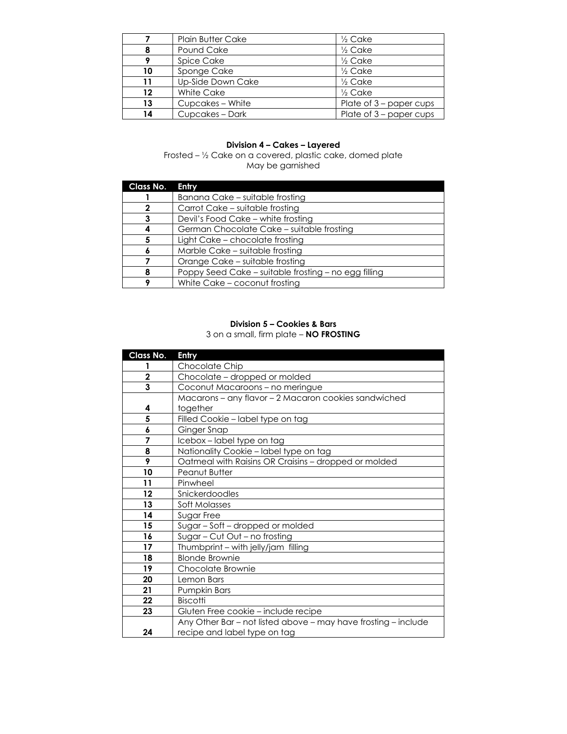| | | |
|---|---|---|
| 7 | Plain Butter Cake | ½ Cake |
| 8 | Pound Cake | ½ Cake |
| 9 | Spice Cake | ½ Cake |
| 10 | Sponge Cake | ½ Cake |
| 11 | Up-Side Down Cake | ½ Cake |
| 12 | White Cake | ½ Cake |
| 13 | Cupcakes – White | Plate of 3 – paper cups |
| 14 | Cupcakes – Dark | Plate of 3 – paper cups |

### Division 4 – Cakes – Layered

Frosted – ½ Cake on a covered, plastic cake, domed plate
May be garnished

| Class No. | Entry |
|---|---|
| 1 | Banana Cake – suitable frosting |
| 2 | Carrot Cake – suitable frosting |
| 3 | Devil's Food Cake – white frosting |
| 4 | German Chocolate Cake – suitable frosting |
| 5 | Light Cake – chocolate frosting |
| 6 | Marble Cake – suitable frosting |
| 7 | Orange Cake – suitable frosting |
| 8 | Poppy Seed Cake – suitable frosting – no egg filling |
| 9 | White Cake – coconut frosting |

### Division 5 – Cookies & Bars

3 on a small, firm plate – **NO FROSTING**

| Class No. | Entry |
|---|---|
| 1 | Chocolate Chip |
| 2 | Chocolate – dropped or molded |
| 3 | Coconut Macaroons – no meringue |
| 4 | Macarons – any flavor – 2 Macaron cookies sandwiched together |
| 5 | Filled Cookie – label type on tag |
| 6 | Ginger Snap |
| 7 | Icebox – label type on tag |
| 8 | Nationality Cookie – label type on tag |
| 9 | Oatmeal with Raisins OR Craisins – dropped or molded |
| 10 | Peanut Butter |
| 11 | Pinwheel |
| 12 | Snickerdoodles |
| 13 | Soft Molasses |
| 14 | Sugar Free |
| 15 | Sugar – Soft – dropped or molded |
| 16 | Sugar – Cut Out – no frosting |
| 17 | Thumbprint – with jelly/jam filling |
| 18 | Blonde Brownie |
| 19 | Chocolate Brownie |
| 20 | Lemon Bars |
| 21 | Pumpkin Bars |
| 22 | Biscotti |
| 23 | Gluten Free cookie – include recipe |
| 24 | Any Other Bar – not listed above – may have frosting – include recipe and label type on tag |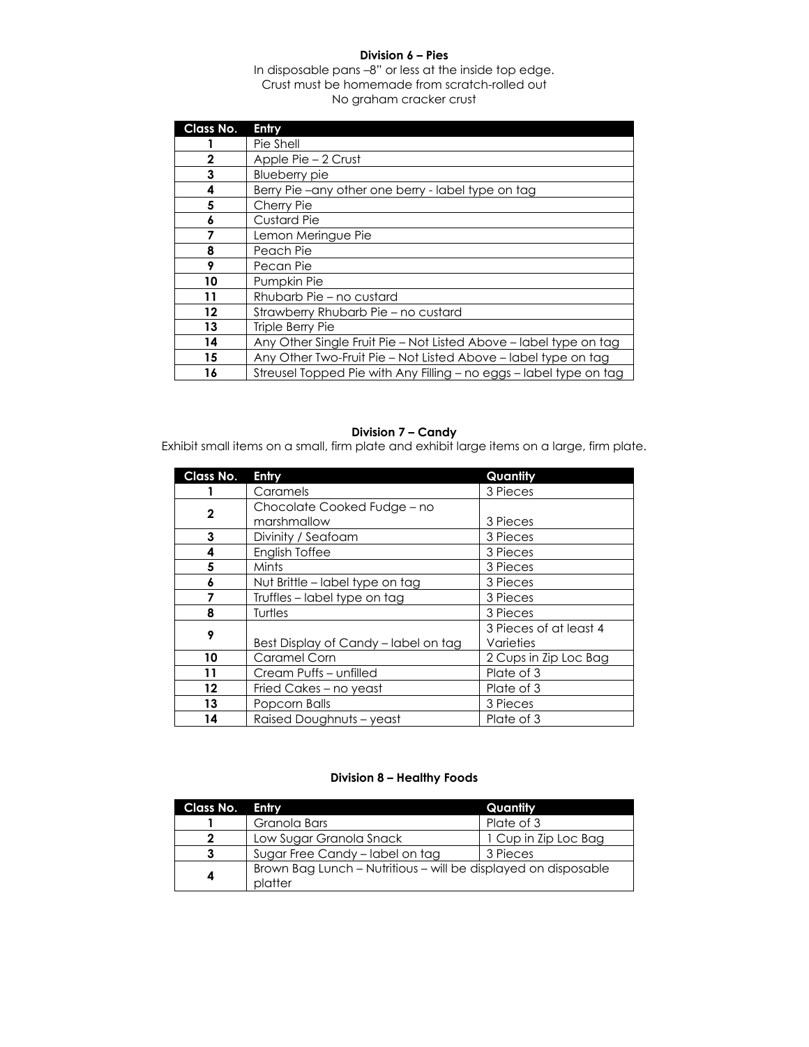### Division 6 – Pies

In disposable pans –8" or less at the inside top edge.
Crust must be homemade from scratch-rolled out
No graham cracker crust

| Class No. | Entry |
|---|---|
| 1 | Pie Shell |
| 2 | Apple Pie – 2 Crust |
| 3 | Blueberry pie |
| 4 | Berry Pie –any other one berry - label type on tag |
| 5 | Cherry Pie |
| 6 | Custard Pie |
| 7 | Lemon Meringue Pie |
| 8 | Peach Pie |
| 9 | Pecan Pie |
| 10 | Pumpkin Pie |
| 11 | Rhubarb Pie – no custard |
| 12 | Strawberry Rhubarb Pie – no custard |
| 13 | Triple Berry Pie |
| 14 | Any Other Single Fruit Pie – Not Listed Above – label type on tag |
| 15 | Any Other Two-Fruit Pie – Not Listed Above – label type on tag |
| 16 | Streusel Topped Pie with Any Filling – no eggs – label type on tag |

### Division 7 – Candy

Exhibit small items on a small, firm plate and exhibit large items on a large, firm plate.

| Class No. | Entry | Quantity |
|---|---|---|
| 1 | Caramels | 3 Pieces |
| 2 | Chocolate Cooked Fudge – no marshmallow | 3 Pieces |
| 3 | Divinity / Seafoam | 3 Pieces |
| 4 | English Toffee | 3 Pieces |
| 5 | Mints | 3 Pieces |
| 6 | Nut Brittle – label type on tag | 3 Pieces |
| 7 | Truffles – label type on tag | 3 Pieces |
| 8 | Turtles | 3 Pieces |
| 9 | Best Display of Candy – label on tag | 3 Pieces of at least 4 Varieties |
| 10 | Caramel Corn | 2 Cups in Zip Loc Bag |
| 11 | Cream Puffs – unfilled | Plate of 3 |
| 12 | Fried Cakes – no yeast | Plate of 3 |
| 13 | Popcorn Balls | 3 Pieces |
| 14 | Raised Doughnuts – yeast | Plate of 3 |

### Division 8 – Healthy Foods

| Class No. | Entry | Quantity |
|---|---|---|
| 1 | Granola Bars | Plate of 3 |
| 2 | Low Sugar Granola Snack | 1 Cup in Zip Loc Bag |
| 3 | Sugar Free Candy – label on tag | 3 Pieces |
| 4 | Brown Bag Lunch – Nutritious – will be displayed on disposable platter | |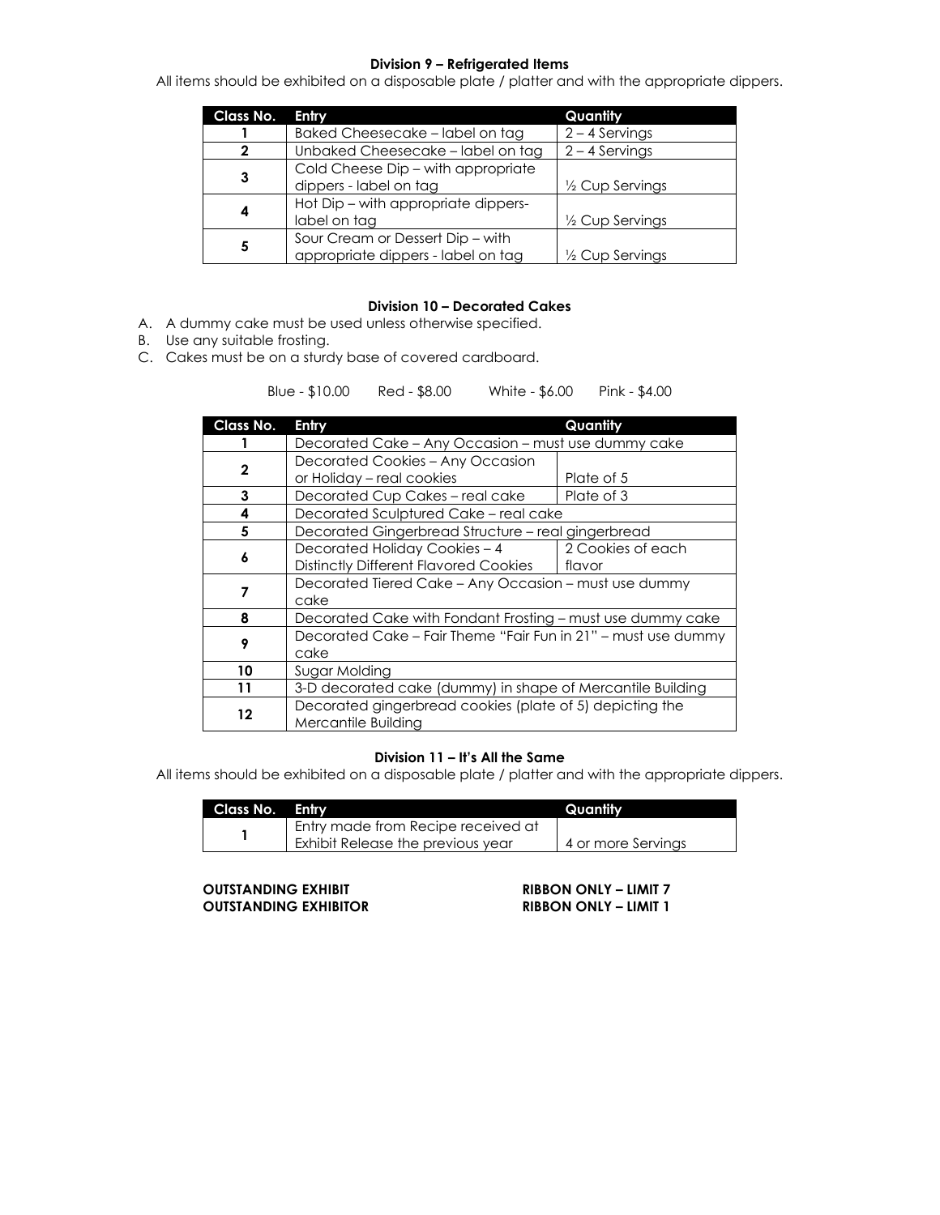### Division 9 – Refrigerated Items

All items should be exhibited on a disposable plate / platter and with the appropriate dippers.

| Class No. | Entry | Quantity |
|---|---|---|
| 1 | Baked Cheesecake – label on tag | 2 – 4 Servings |
| 2 | Unbaked Cheesecake – label on tag | 2 – 4 Servings |
| 3 | Cold Cheese Dip – with appropriate dippers - label on tag | ½ Cup Servings |
| 4 | Hot Dip – with appropriate dippers- label on tag | ½ Cup Servings |
| 5 | Sour Cream or Dessert Dip – with appropriate dippers - label on tag | ½ Cup Servings |

### Division 10 – Decorated Cakes

A. A dummy cake must be used unless otherwise specified.
B. Use any suitable frosting.
C. Cakes must be on a sturdy base of covered cardboard.

Blue - $10.00 Red - $8.00 White - $6.00 Pink - $4.00

| Class No. | Entry | Quantity |
|---|---|---|
| 1 | Decorated Cake – Any Occasion – must use dummy cake | |
| 2 | Decorated Cookies – Any Occasion or Holiday – real cookies | Plate of 5 |
| 3 | Decorated Cup Cakes – real cake | Plate of 3 |
| 4 | Decorated Sculptured Cake – real cake | |
| 5 | Decorated Gingerbread Structure – real gingerbread | |
| 6 | Decorated Holiday Cookies – 4 Distinctly Different Flavored Cookies | 2 Cookies of each flavor |
| 7 | Decorated Tiered Cake – Any Occasion – must use dummy cake | |
| 8 | Decorated Cake with Fondant Frosting – must use dummy cake | |
| 9 | Decorated Cake – Fair Theme "Fair Fun in 21" – must use dummy cake | |
| 10 | Sugar Molding | |
| 11 | 3-D decorated cake (dummy) in shape of Mercantile Building | |
| 12 | Decorated gingerbread cookies (plate of 5) depicting the Mercantile Building | |

### Division 11 – It's All the Same

All items should be exhibited on a disposable plate / platter and with the appropriate dippers.

| Class No. | Entry | Quantity |
|---|---|---|
| 1 | Entry made from Recipe received at Exhibit Release the previous year | 4 or more Servings |

**OUTSTANDING EXHIBIT** — **RIBBON ONLY – LIMIT 7**
**OUTSTANDING EXHIBITOR** — **RIBBON ONLY – LIMIT 1**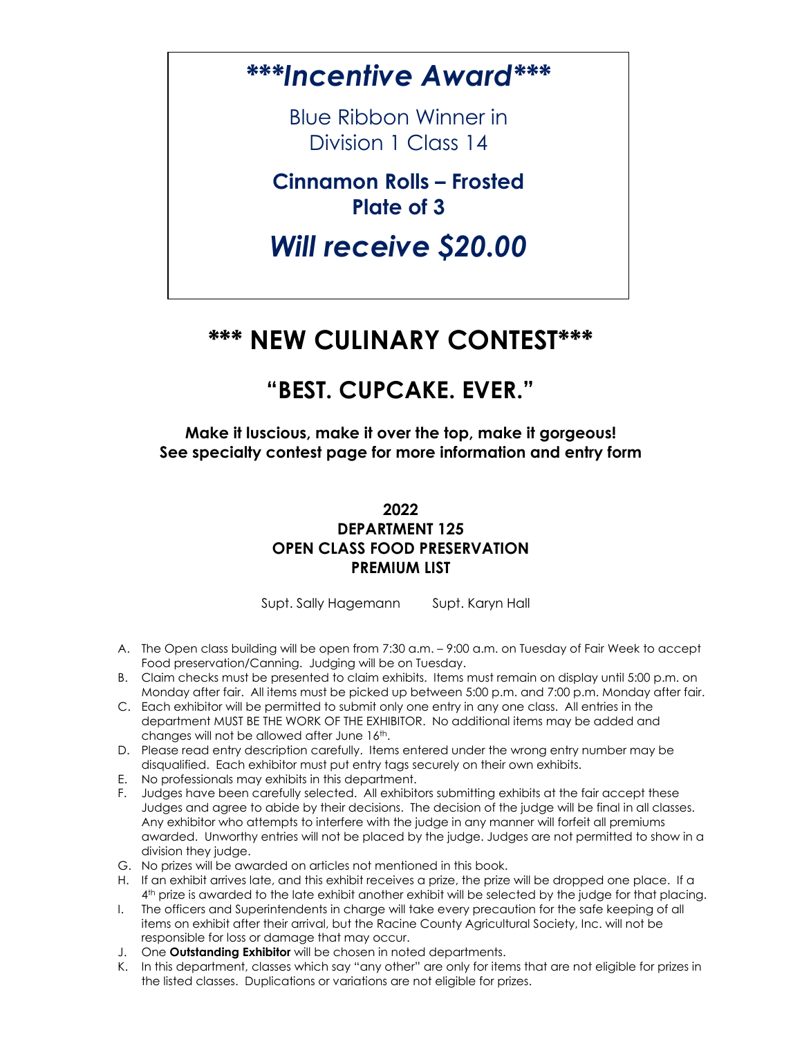# ***Incentive Award***

Blue Ribbon Winner in
Division 1 Class 14

**Cinnamon Rolls – Frosted**
**Plate of 3**

***Will receive $20.00***

# *** NEW CULINARY CONTEST***

## "BEST. CUPCAKE. EVER."

**Make it luscious, make it over the top, make it gorgeous!**
**See specialty contest page for more information and entry form**

### 2022
### DEPARTMENT 125
### OPEN CLASS FOOD PRESERVATION
### PREMIUM LIST

Supt. Sally Hagemann    Supt. Karyn Hall

A. The Open class building will be open from 7:30 a.m. – 9:00 a.m. on Tuesday of Fair Week to accept Food preservation/Canning. Judging will be on Tuesday.
B. Claim checks must be presented to claim exhibits. Items must remain on display until 5:00 p.m. on Monday after fair. All items must be picked up between 5:00 p.m. and 7:00 p.m. Monday after fair.
C. Each exhibitor will be permitted to submit only one entry in any one class. All entries in the department MUST BE THE WORK OF THE EXHIBITOR. No additional items may be added and changes will not be allowed after June 16th.
D. Please read entry description carefully. Items entered under the wrong entry number may be disqualified. Each exhibitor must put entry tags securely on their own exhibits.
E. No professionals may exhibits in this department.
F. Judges have been carefully selected. All exhibitors submitting exhibits at the fair accept these Judges and agree to abide by their decisions. The decision of the judge will be final in all classes. Any exhibitor who attempts to interfere with the judge in any manner will forfeit all premiums awarded. Unworthy entries will not be placed by the judge. Judges are not permitted to show in a division they judge.
G. No prizes will be awarded on articles not mentioned in this book.
H. If an exhibit arrives late, and this exhibit receives a prize, the prize will be dropped one place. If a 4th prize is awarded to the late exhibit another exhibit will be selected by the judge for that placing.
I. The officers and Superintendents in charge will take every precaution for the safe keeping of all items on exhibit after their arrival, but the Racine County Agricultural Society, Inc. will not be responsible for loss or damage that may occur.
J. One **Outstanding Exhibitor** will be chosen in noted departments.
K. In this department, classes which say "any other" are only for items that are not eligible for prizes in the listed classes. Duplications or variations are not eligible for prizes.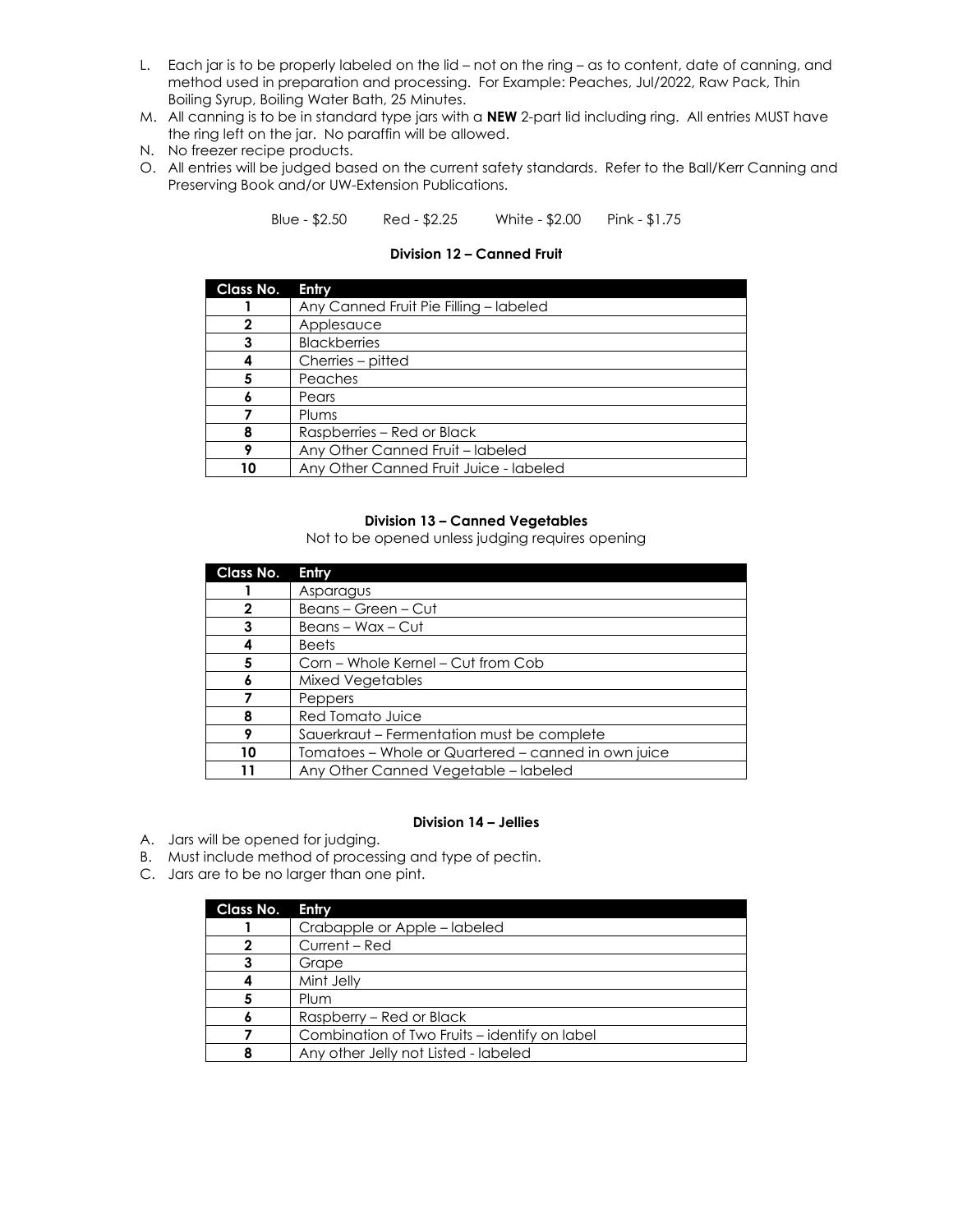L. Each jar is to be properly labeled on the lid – not on the ring – as to content, date of canning, and method used in preparation and processing. For Example: Peaches, Jul/2022, Raw Pack, Thin Boiling Syrup, Boiling Water Bath, 25 Minutes.
M. All canning is to be in standard type jars with a **NEW** 2-part lid including ring. All entries MUST have the ring left on the jar. No paraffin will be allowed.
N. No freezer recipe products.
O. All entries will be judged based on the current safety standards. Refer to the Ball/Kerr Canning and Preserving Book and/or UW-Extension Publications.

Blue - $2.50 Red - $2.25 White - $2.00 Pink - $1.75

### Division 12 – Canned Fruit

| Class No. | Entry |
|---|---|
| 1 | Any Canned Fruit Pie Filling – labeled |
| 2 | Applesauce |
| 3 | Blackberries |
| 4 | Cherries – pitted |
| 5 | Peaches |
| 6 | Pears |
| 7 | Plums |
| 8 | Raspberries – Red or Black |
| 9 | Any Other Canned Fruit – labeled |
| 10 | Any Other Canned Fruit Juice - labeled |

### Division 13 – Canned Vegetables

Not to be opened unless judging requires opening

| Class No. | Entry |
|---|---|
| 1 | Asparagus |
| 2 | Beans – Green – Cut |
| 3 | Beans – Wax – Cut |
| 4 | Beets |
| 5 | Corn – Whole Kernel – Cut from Cob |
| 6 | Mixed Vegetables |
| 7 | Peppers |
| 8 | Red Tomato Juice |
| 9 | Sauerkraut – Fermentation must be complete |
| 10 | Tomatoes – Whole or Quartered – canned in own juice |
| 11 | Any Other Canned Vegetable – labeled |

### Division 14 – Jellies

A. Jars will be opened for judging.
B. Must include method of processing and type of pectin.
C. Jars are to be no larger than one pint.

| Class No. | Entry |
|---|---|
| 1 | Crabapple or Apple – labeled |
| 2 | Current – Red |
| 3 | Grape |
| 4 | Mint Jelly |
| 5 | Plum |
| 6 | Raspberry – Red or Black |
| 7 | Combination of Two Fruits – identify on label |
| 8 | Any other Jelly not Listed - labeled |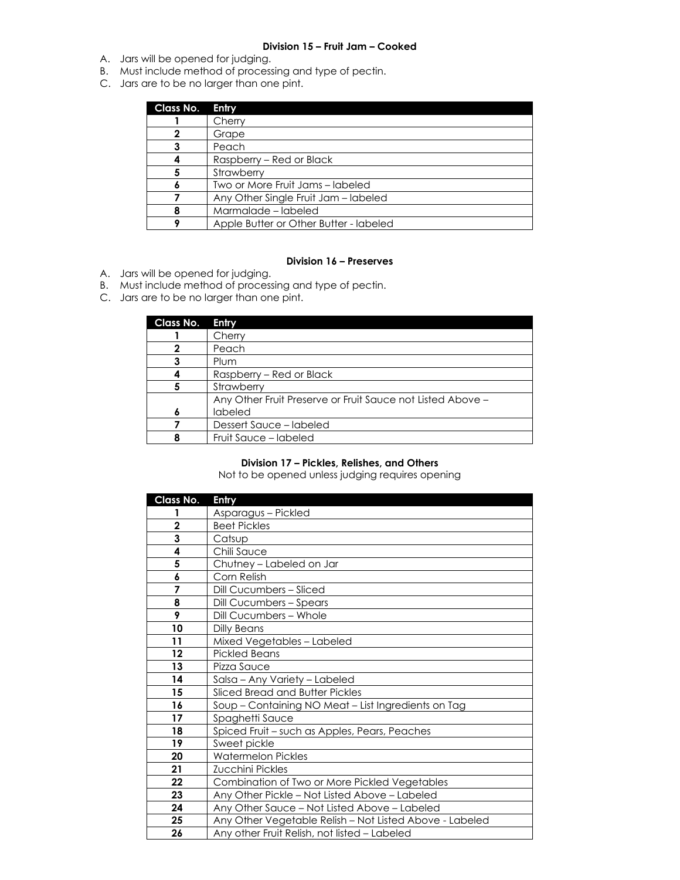### Division 15 – Fruit Jam – Cooked

A. Jars will be opened for judging.
B. Must include method of processing and type of pectin.
C. Jars are to be no larger than one pint.

| Class No. | Entry |
|---|---|
| 1 | Cherry |
| 2 | Grape |
| 3 | Peach |
| 4 | Raspberry – Red or Black |
| 5 | Strawberry |
| 6 | Two or More Fruit Jams – labeled |
| 7 | Any Other Single Fruit Jam – labeled |
| 8 | Marmalade – labeled |
| 9 | Apple Butter or Other Butter - labeled |

### Division 16 – Preserves

A. Jars will be opened for judging.
B. Must include method of processing and type of pectin.
C. Jars are to be no larger than one pint.

| Class No. | Entry |
|---|---|
| 1 | Cherry |
| 2 | Peach |
| 3 | Plum |
| 4 | Raspberry – Red or Black |
| 5 | Strawberry |
| 6 | Any Other Fruit Preserve or Fruit Sauce not Listed Above – labeled |
| 7 | Dessert Sauce – labeled |
| 8 | Fruit Sauce – labeled |

### Division 17 – Pickles, Relishes, and Others

Not to be opened unless judging requires opening

| Class No. | Entry |
|---|---|
| 1 | Asparagus – Pickled |
| 2 | Beet Pickles |
| 3 | Catsup |
| 4 | Chili Sauce |
| 5 | Chutney – Labeled on Jar |
| 6 | Corn Relish |
| 7 | Dill Cucumbers – Sliced |
| 8 | Dill Cucumbers – Spears |
| 9 | Dill Cucumbers – Whole |
| 10 | Dilly Beans |
| 11 | Mixed Vegetables – Labeled |
| 12 | Pickled Beans |
| 13 | Pizza Sauce |
| 14 | Salsa – Any Variety – Labeled |
| 15 | Sliced Bread and Butter Pickles |
| 16 | Soup – Containing NO Meat – List Ingredients on Tag |
| 17 | Spaghetti Sauce |
| 18 | Spiced Fruit – such as Apples, Pears, Peaches |
| 19 | Sweet pickle |
| 20 | Watermelon Pickles |
| 21 | Zucchini Pickles |
| 22 | Combination of Two or More Pickled Vegetables |
| 23 | Any Other Pickle – Not Listed Above – Labeled |
| 24 | Any Other Sauce – Not Listed Above – Labeled |
| 25 | Any Other Vegetable Relish – Not Listed Above - Labeled |
| 26 | Any other Fruit Relish, not listed – Labeled |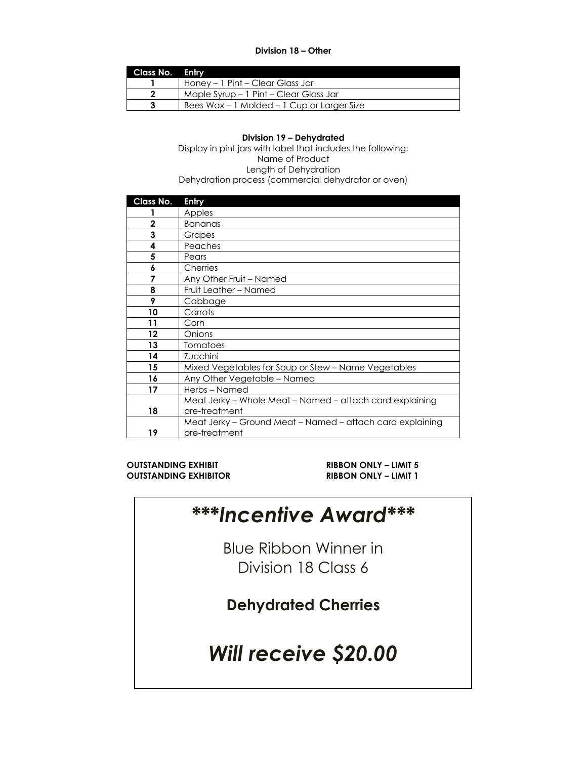**Division 18 – Other**

| Class No. | Entry |
|---|---|
| 1 | Honey – 1 Pint – Clear Glass Jar |
| 2 | Maple Syrup – 1 Pint – Clear Glass Jar |
| 3 | Bees Wax – 1 Molded – 1 Cup or Larger Size |

**Division 19 – Dehydrated**

Display in pint jars with label that includes the following:
Name of Product
Length of Dehydration
Dehydration process (commercial dehydrator or oven)

| Class No. | Entry |
|---|---|
| 1 | Apples |
| 2 | Bananas |
| 3 | Grapes |
| 4 | Peaches |
| 5 | Pears |
| 6 | Cherries |
| 7 | Any Other Fruit – Named |
| 8 | Fruit Leather – Named |
| 9 | Cabbage |
| 10 | Carrots |
| 11 | Corn |
| 12 | Onions |
| 13 | Tomatoes |
| 14 | Zucchini |
| 15 | Mixed Vegetables for Soup or Stew – Name Vegetables |
| 16 | Any Other Vegetable – Named |
| 17 | Herbs – Named |
| 18 | Meat Jerky – Whole Meat – Named – attach card explaining pre-treatment |
| 19 | Meat Jerky – Ground Meat – Named – attach card explaining pre-treatment |

**OUTSTANDING EXHIBIT** **RIBBON ONLY – LIMIT 5**
**OUTSTANDING EXHIBITOR** **RIBBON ONLY – LIMIT 1**

# ***Incentive Award***

Blue Ribbon Winner in
Division 18 Class 6

**Dehydrated Cherries**

***Will receive $20.00***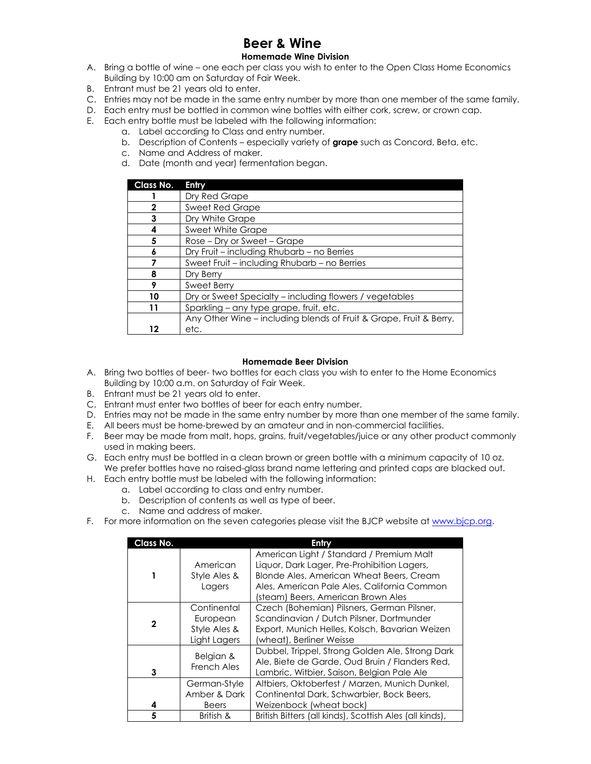# Beer & Wine

## Homemade Wine Division

A. Bring a bottle of wine – one each per class you wish to enter to the Open Class Home Economics Building by 10:00 am on Saturday of Fair Week.
B. Entrant must be 21 years old to enter.
C. Entries may not be made in the same entry number by more than one member of the same family.
D. Each entry must be bottled in common wine bottles with either cork, screw, or crown cap.
E. Each entry bottle must be labeled with the following information:
   a. Label according to Class and entry number.
   b. Description of Contents – especially variety of **grape** such as Concord, Beta, etc.
   c. Name and Address of maker.
   d. Date (month and year) fermentation began.

| Class No. | Entry |
|---|---|
| 1 | Dry Red Grape |
| 2 | Sweet Red Grape |
| 3 | Dry White Grape |
| 4 | Sweet White Grape |
| 5 | Rose – Dry or Sweet – Grape |
| 6 | Dry Fruit – including Rhubarb – no Berries |
| 7 | Sweet Fruit – including Rhubarb – no Berries |
| 8 | Dry Berry |
| 9 | Sweet Berry |
| 10 | Dry or Sweet Specialty – including flowers / vegetables |
| 11 | Sparkling – any type grape, fruit, etc. |
| 12 | Any Other Wine – including blends of Fruit & Grape, Fruit & Berry, etc. |

## Homemade Beer Division

A. Bring two bottles of beer- two bottles for each class you wish to enter to the Home Economics Building by 10:00 a.m. on Saturday of Fair Week.
B. Entrant must be 21 years old to enter.
C. Entrant must enter two bottles of beer for each entry number.
D. Entries may not be made in the same entry number by more than one member of the same family.
E. All beers must be home-brewed by an amateur and in non-commercial facilities.
F. Beer may be made from malt, hops, grains, fruit/vegetables/juice or any other product commonly used in making beers.
G. Each entry must be bottled in a clean brown or green bottle with a minimum capacity of 10 oz. We prefer bottles have no raised-glass brand name lettering and printed caps are blacked out.
H. Each entry bottle must be labeled with the following information:
   a. Label according to class and entry number.
   b. Description of contents as well as type of beer.
   c. Name and address of maker.
F. For more information on the seven categories please visit the BJCP website at www.bjcp.org.

| Class No. | Entry | |
|---|---|---|
| 1 | American Style Ales & Lagers | American Light / Standard / Premium Malt Liquor, Dark Lager, Pre-Prohibition Lagers, Blonde Ales, American Wheat Beers, Cream Ales, American Pale Ales, California Common (steam) Beers, American Brown Ales |
| 2 | Continental European Style Ales & Light Lagers | Czech (Bohemian) Pilsners, German Pilsner, Scandinavian / Dutch Pilsner, Dortmunder Export, Munich Helles, Kolsch, Bavarian Weizen (wheat), Berliner Weisse |
| 3 | Belgian & French Ales | Dubbel, Trippel, Strong Golden Ale, Strong Dark Ale, Biete de Garde, Oud Bruin / Flanders Red, Lambric, Witbier, Saison, Belgian Pale Ale |
| 4 | German-Style Amber & Dark Beers | Altbiers, Oktoberfest / Marzen, Munich Dunkel, Continental Dark, Schwarbier, Bock Beers, Weizenbock (wheat bock) |
| 5 | British & | British Bitters (all kinds), Scottish Ales (all kinds), |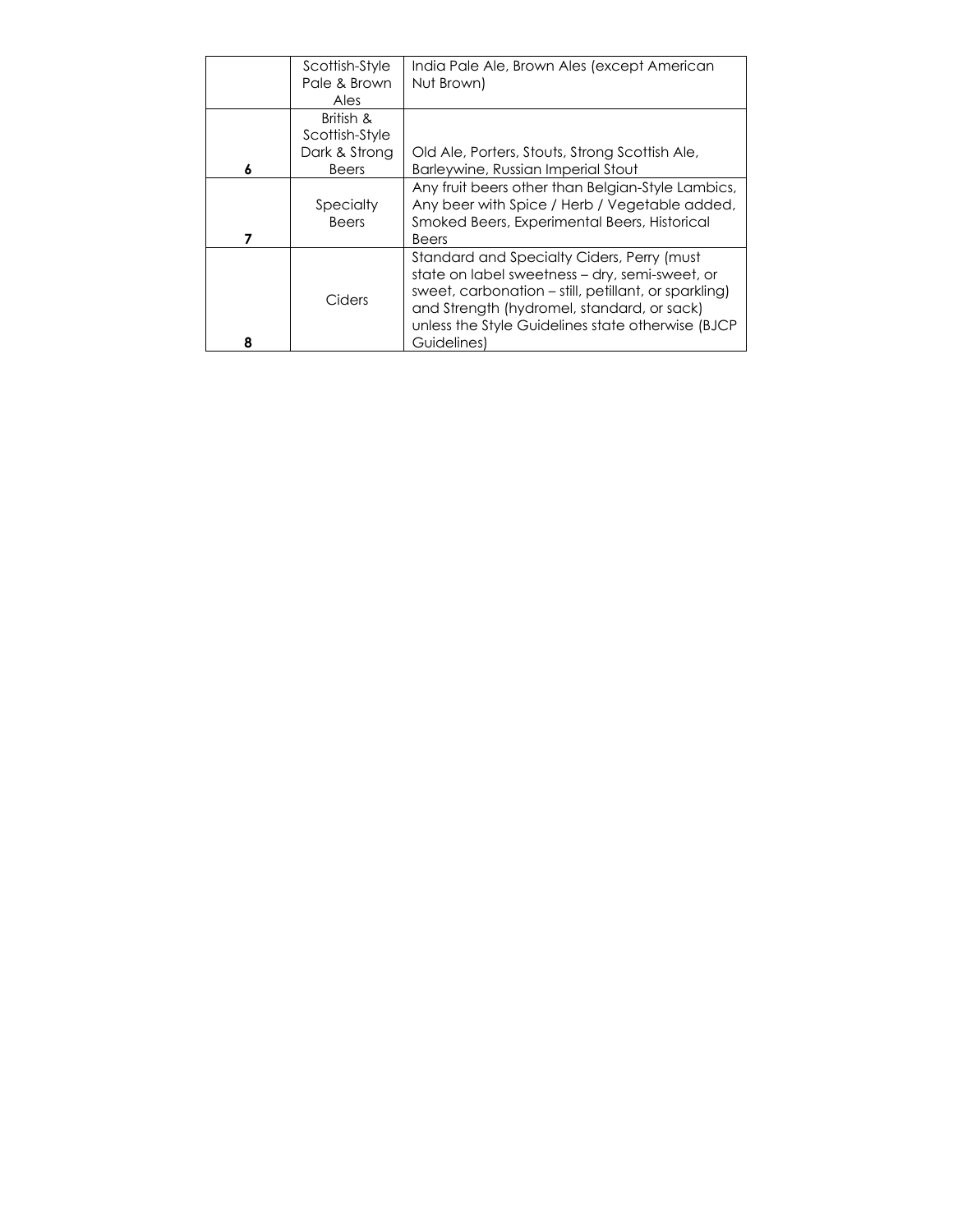| | | |
|---|---|---|
| | Scottish-Style Pale & Brown Ales | India Pale Ale, Brown Ales (except American Nut Brown) |
| **6** | British & Scottish-Style Dark & Strong Beers | Old Ale, Porters, Stouts, Strong Scottish Ale, Barleywine, Russian Imperial Stout |
| **7** | Specialty Beers | Any fruit beers other than Belgian-Style Lambics, Any beer with Spice / Herb / Vegetable added, Smoked Beers, Experimental Beers, Historical Beers |
| **8** | Ciders | Standard and Specialty Ciders, Perry (must state on label sweetness – dry, semi-sweet, or sweet, carbonation – still, petillant, or sparkling) and Strength (hydromel, standard, or sack) unless the Style Guidelines state otherwise (BJCP Guidelines) |